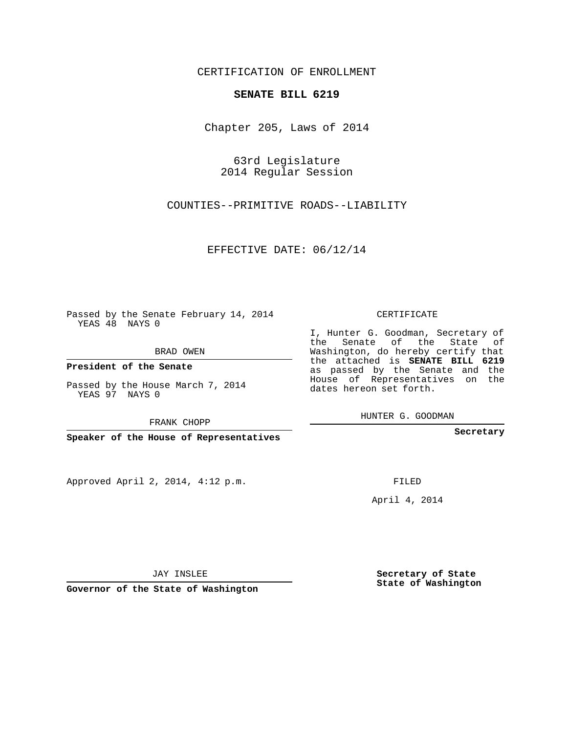CERTIFICATION OF ENROLLMENT

**SENATE BILL 6219**

Chapter 205, Laws of 2014

63rd Legislature
2014 Regular Session

COUNTIES--PRIMITIVE ROADS--LIABILITY

EFFECTIVE DATE: 06/12/14

Passed by the Senate February 14, 2014
YEAS 48 NAYS 0

BRAD OWEN

**President of the Senate**

Passed by the House March 7, 2014
YEAS 97 NAYS 0

FRANK CHOPP

**Speaker of the House of Representatives**

CERTIFICATE

I, Hunter G. Goodman, Secretary of the Senate of the State of Washington, do hereby certify that the attached is **SENATE BILL 6219** as passed by the Senate and the House of Representatives on the dates hereon set forth.

HUNTER G. GOODMAN

**Secretary**

Approved April 2, 2014, 4:12 p.m.

FILED

April 4, 2014

JAY INSLEE

**Governor of the State of Washington**

**Secretary of State**
**State of Washington**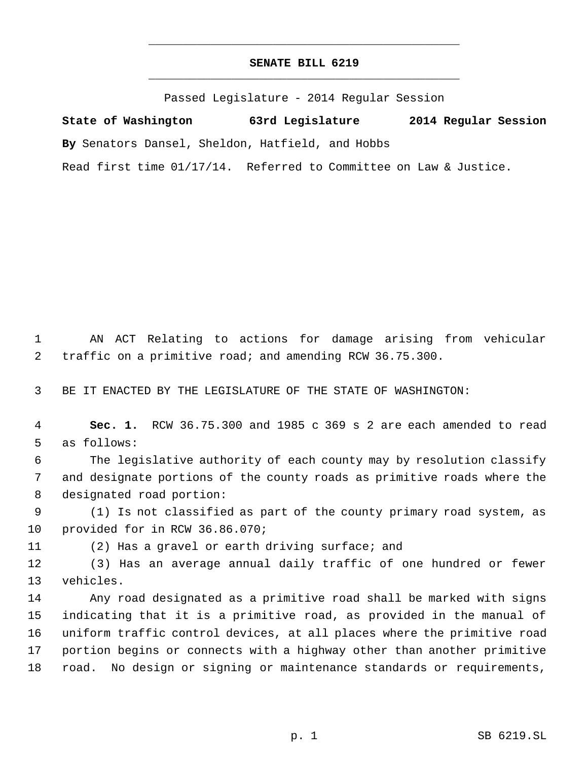# SENATE BILL 6219

Passed Legislature - 2014 Regular Session

**State of Washington 63rd Legislature 2014 Regular Session**

**By** Senators Dansel, Sheldon, Hatfield, and Hobbs

Read first time 01/17/14. Referred to Committee on Law & Justice.

AN ACT Relating to actions for damage arising from vehicular traffic on a primitive road; and amending RCW 36.75.300.

BE IT ENACTED BY THE LEGISLATURE OF THE STATE OF WASHINGTON:

**Sec. 1.** RCW 36.75.300 and 1985 c 369 s 2 are each amended to read as follows:

The legislative authority of each county may by resolution classify and designate portions of the county roads as primitive roads where the designated road portion:

(1) Is not classified as part of the county primary road system, as provided for in RCW 36.86.070;

(2) Has a gravel or earth driving surface; and

(3) Has an average annual daily traffic of one hundred or fewer vehicles.

Any road designated as a primitive road shall be marked with signs indicating that it is a primitive road, as provided in the manual of uniform traffic control devices, at all places where the primitive road portion begins or connects with a highway other than another primitive road. No design or signing or maintenance standards or requirements,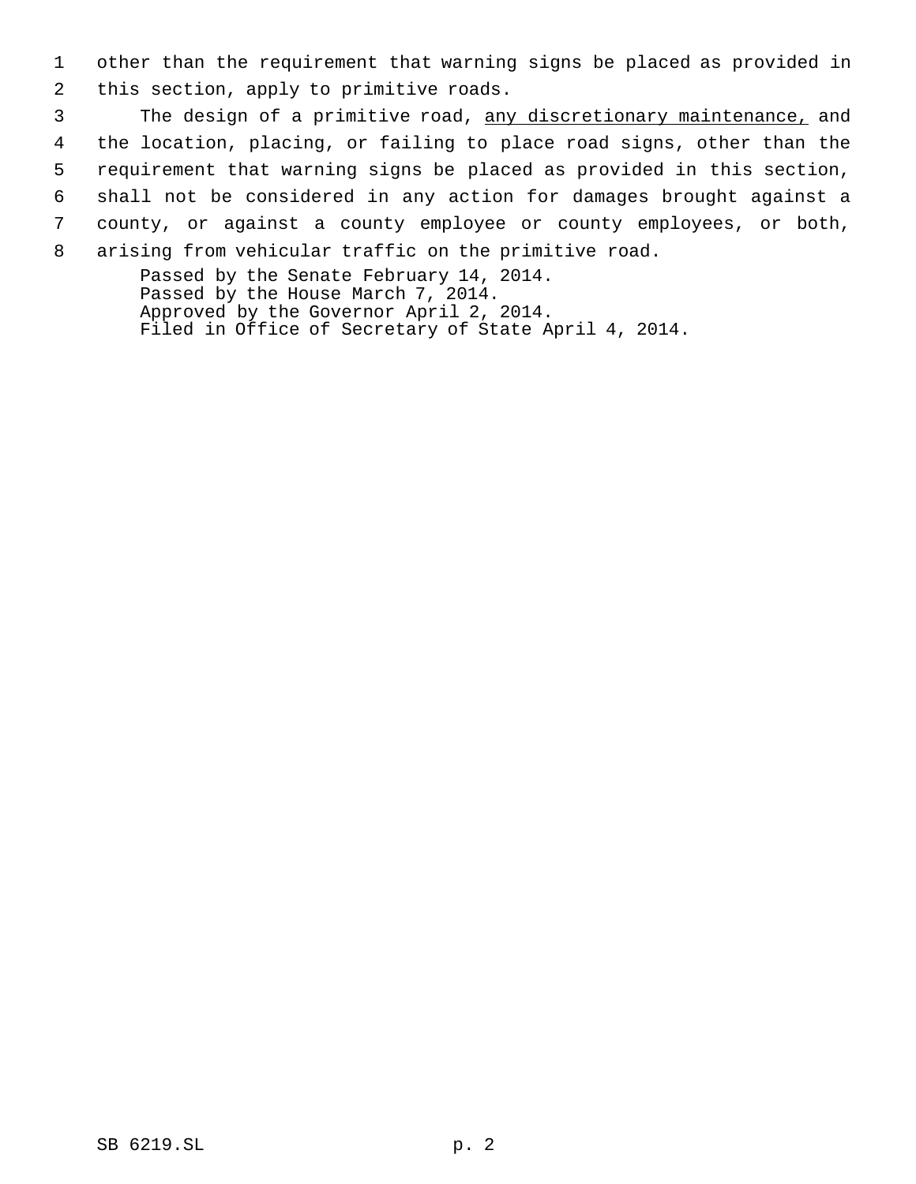other than the requirement that warning signs be placed as provided in this section, apply to primitive roads.

The design of a primitive road, <u>any discretionary maintenance,</u> and the location, placing, or failing to place road signs, other than the requirement that warning signs be placed as provided in this section, shall not be considered in any action for damages brought against a county, or against a county employee or county employees, or both, arising from vehicular traffic on the primitive road.

Passed by the Senate February 14, 2014.
Passed by the House March 7, 2014.
Approved by the Governor April 2, 2014.
Filed in Office of Secretary of State April 4, 2014.